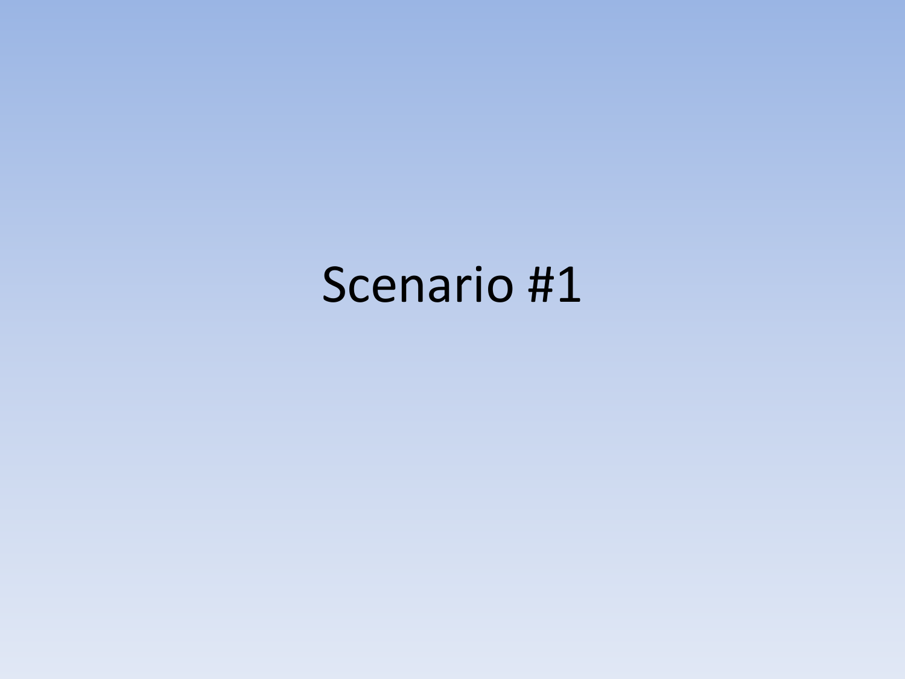# Scenario #1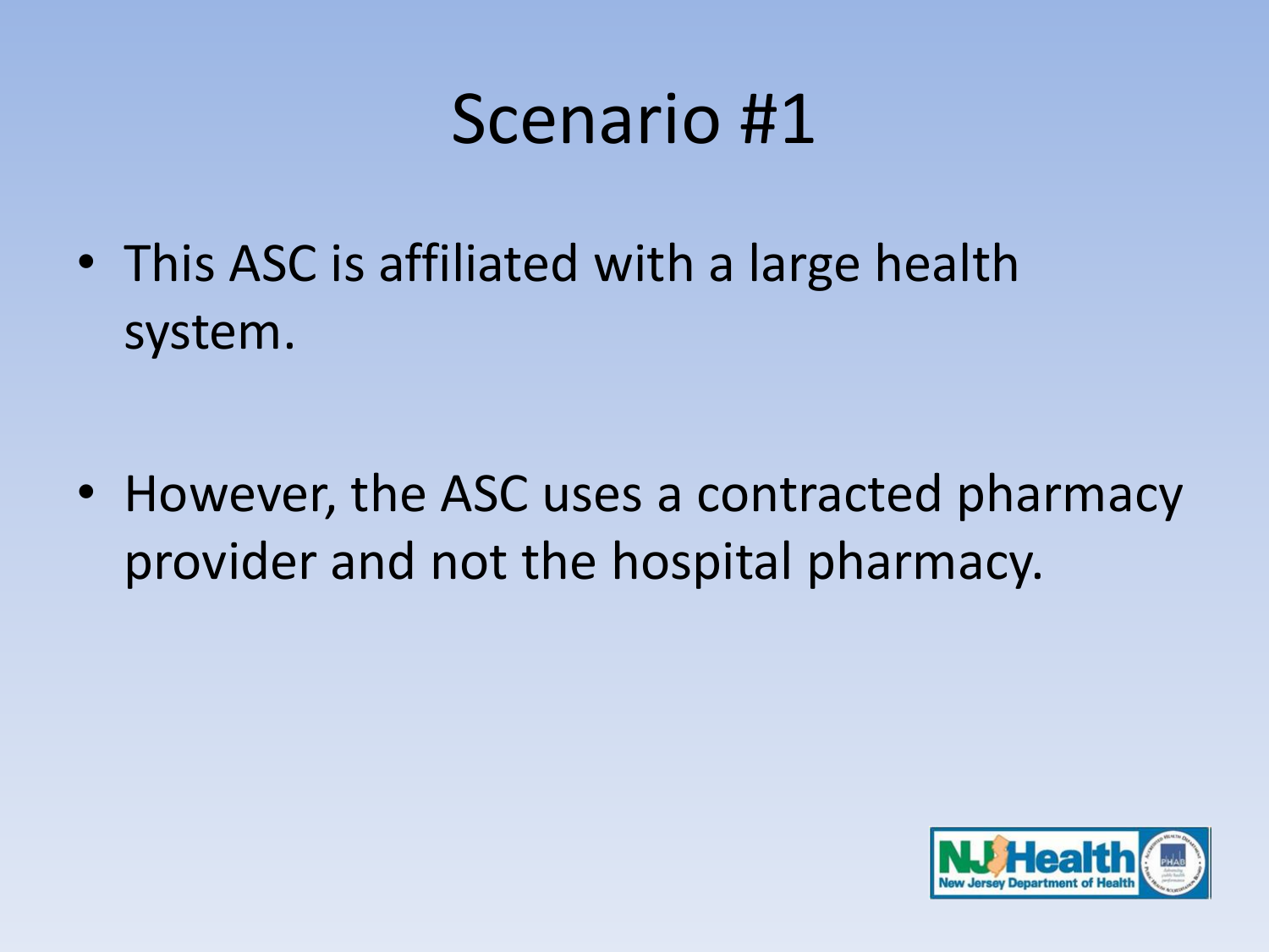# Scenario #1

- This ASC is affiliated with a large health system.
- However, the ASC uses a contracted pharmacy provider and not the hospital pharmacy.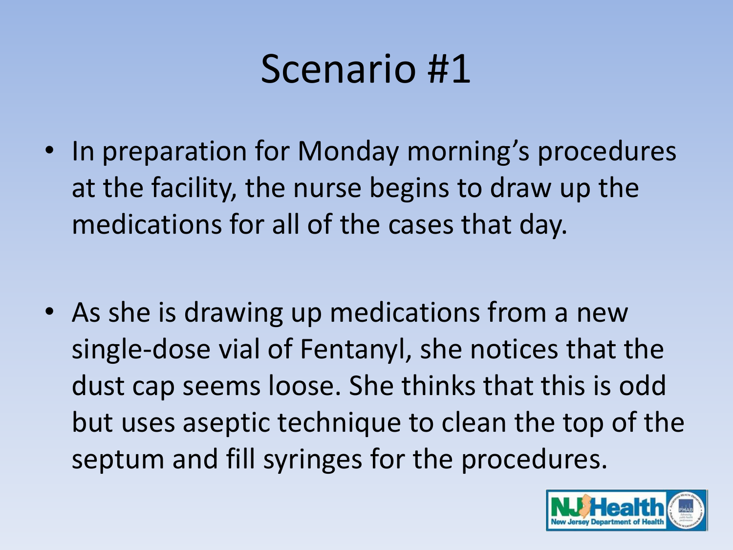# Scenario #1

- In preparation for Monday morning's procedures at the facility, the nurse begins to draw up the medications for all of the cases that day.
- As she is drawing up medications from a new single-dose vial of Fentanyl, she notices that the dust cap seems loose. She thinks that this is odd but uses aseptic technique to clean the top of the septum and fill syringes for the procedures.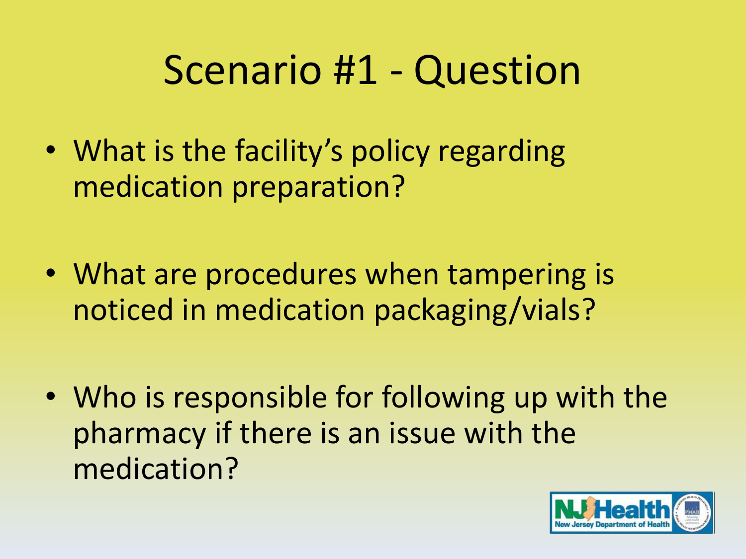# Scenario #1 - Question

- What is the facility's policy regarding medication preparation?
- What are procedures when tampering is noticed in medication packaging/vials?
- Who is responsible for following up with the pharmacy if there is an issue with the medication?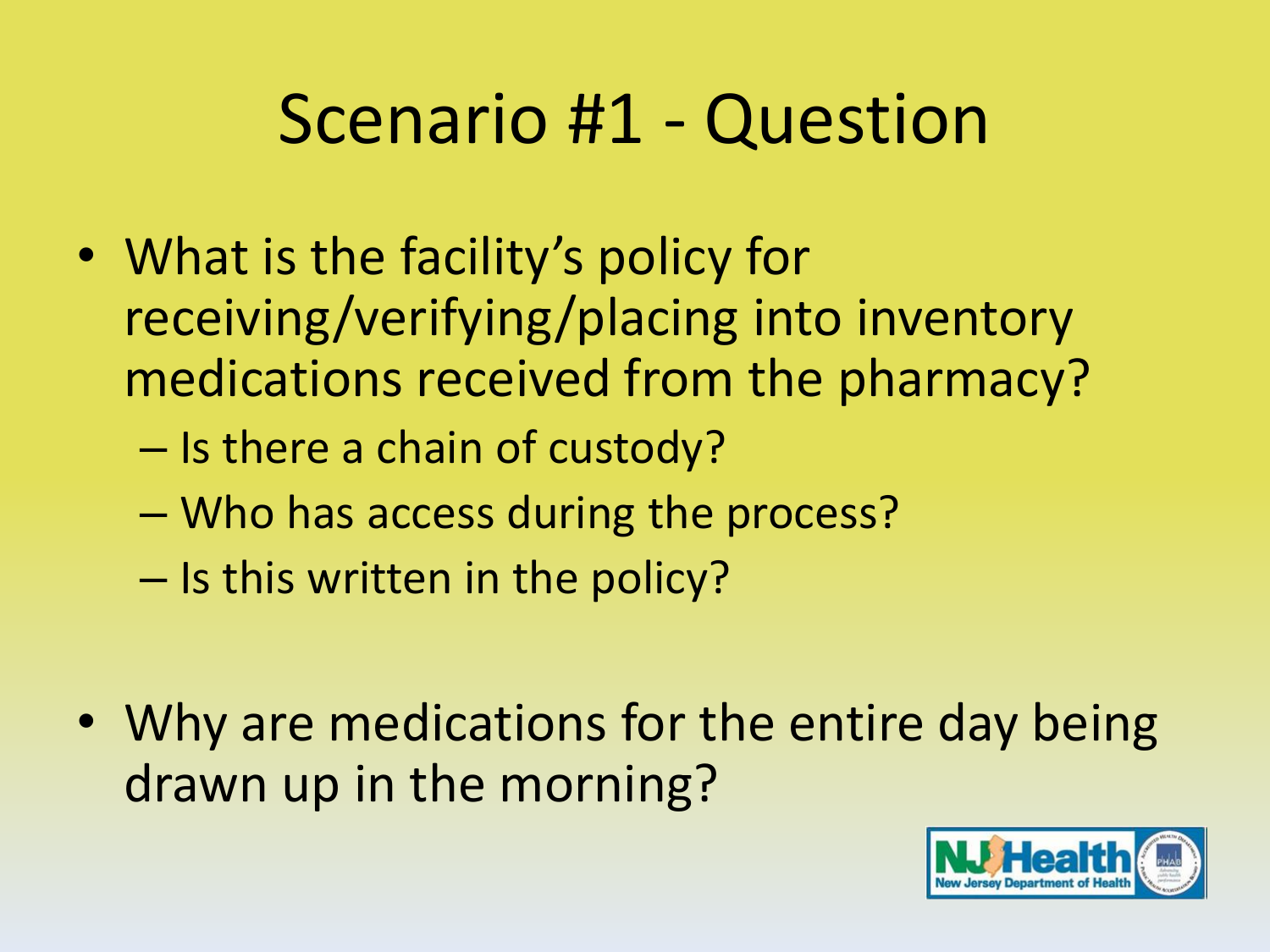# Scenario #1 - Question

- What is the facility's policy for receiving/verifying/placing into inventory medications received from the pharmacy?
  - Is there a chain of custody?
  - Who has access during the process?
  - Is this written in the policy?

- Why are medications for the entire day being drawn up in the morning?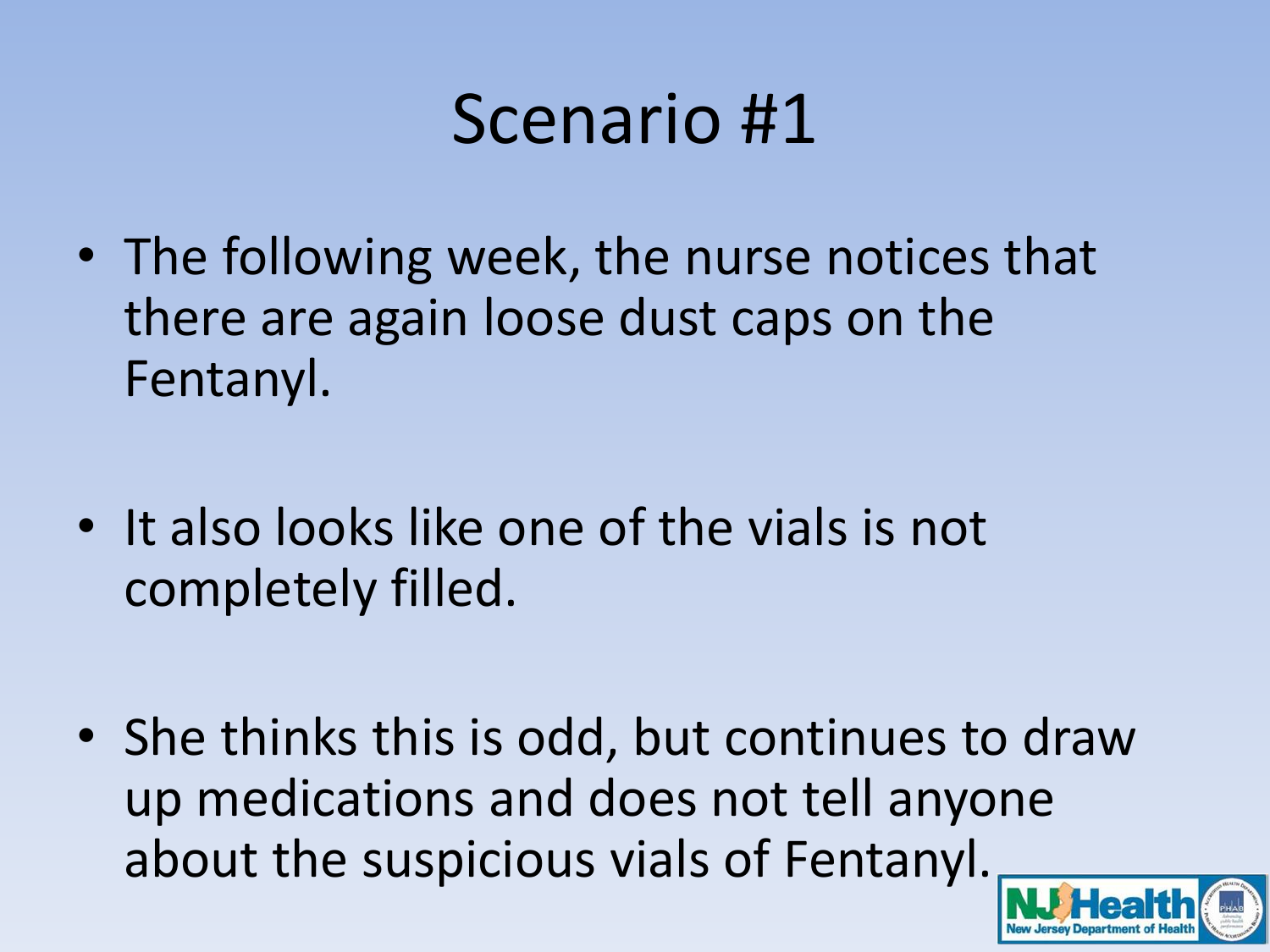# Scenario #1

- The following week, the nurse notices that there are again loose dust caps on the Fentanyl.
- It also looks like one of the vials is not completely filled.
- She thinks this is odd, but continues to draw up medications and does not tell anyone about the suspicious vials of Fentanyl.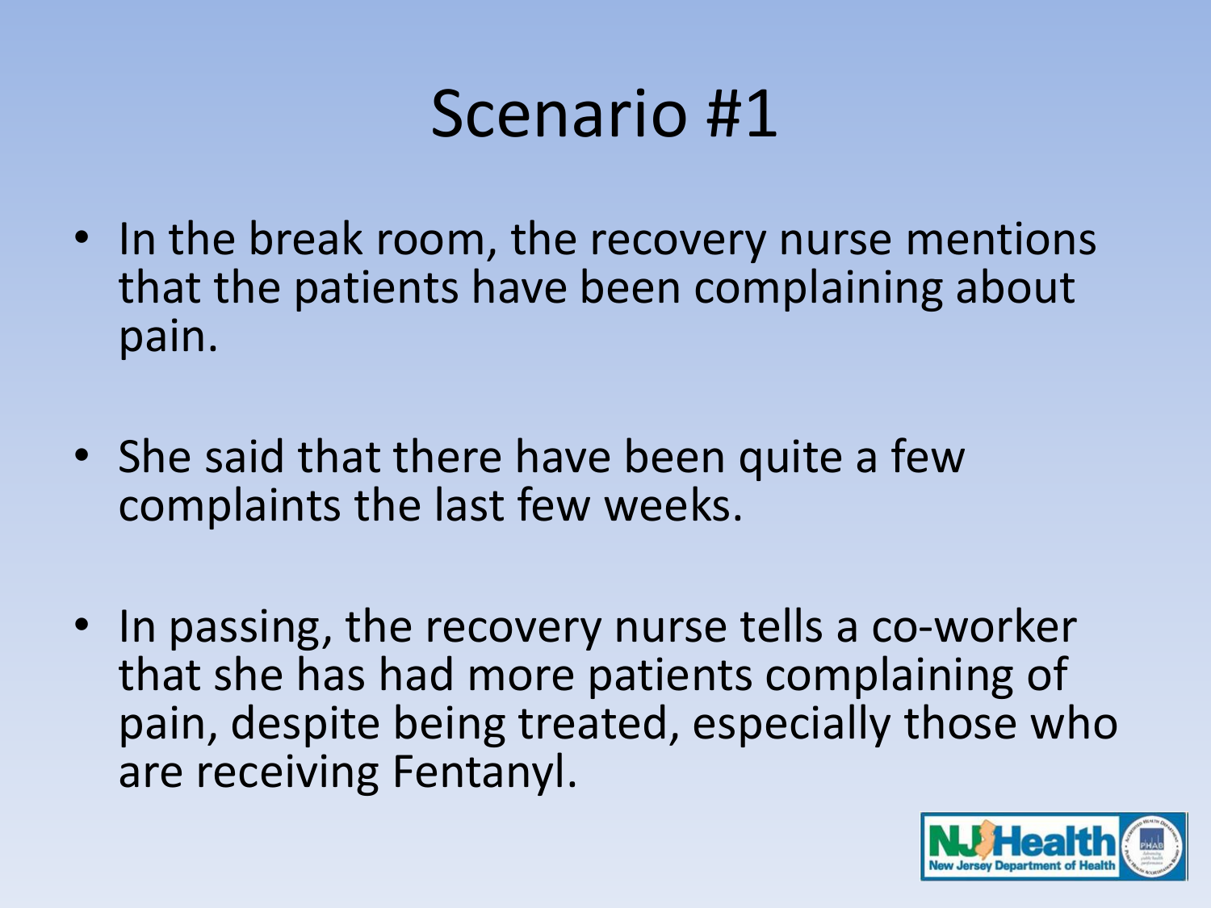# Scenario #1

- In the break room, the recovery nurse mentions that the patients have been complaining about pain.
- She said that there have been quite a few complaints the last few weeks.
- In passing, the recovery nurse tells a co-worker that she has had more patients complaining of pain, despite being treated, especially those who are receiving Fentanyl.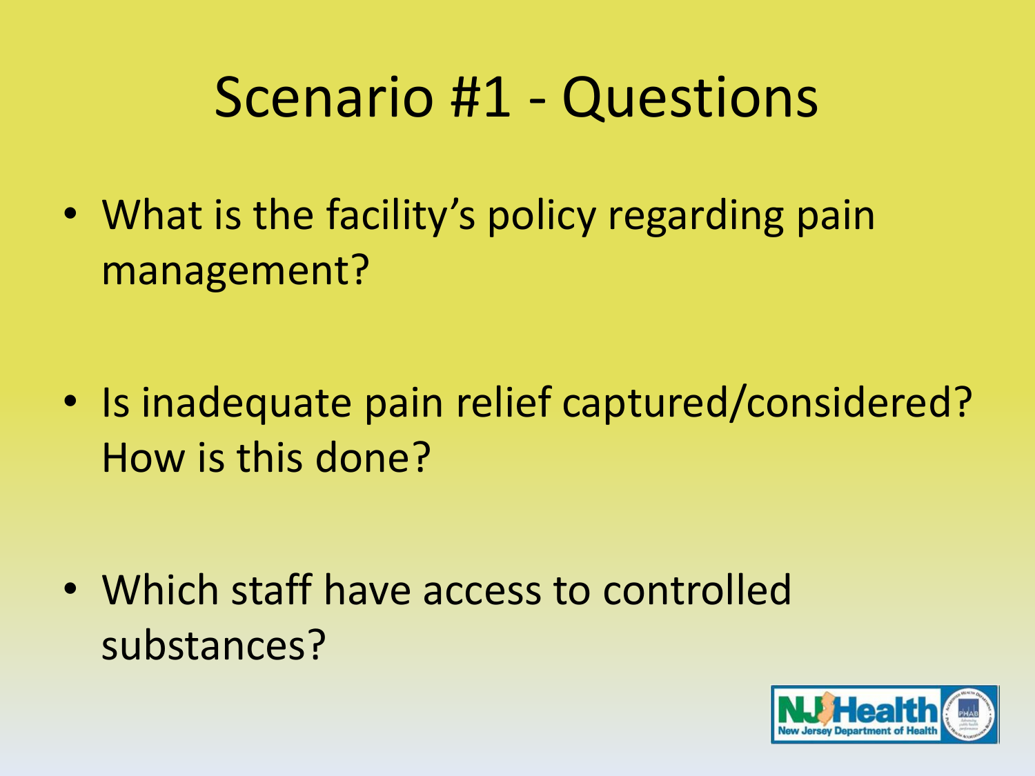# Scenario #1 - Questions

- What is the facility's policy regarding pain management?
- Is inadequate pain relief captured/considered? How is this done?
- Which staff have access to controlled substances?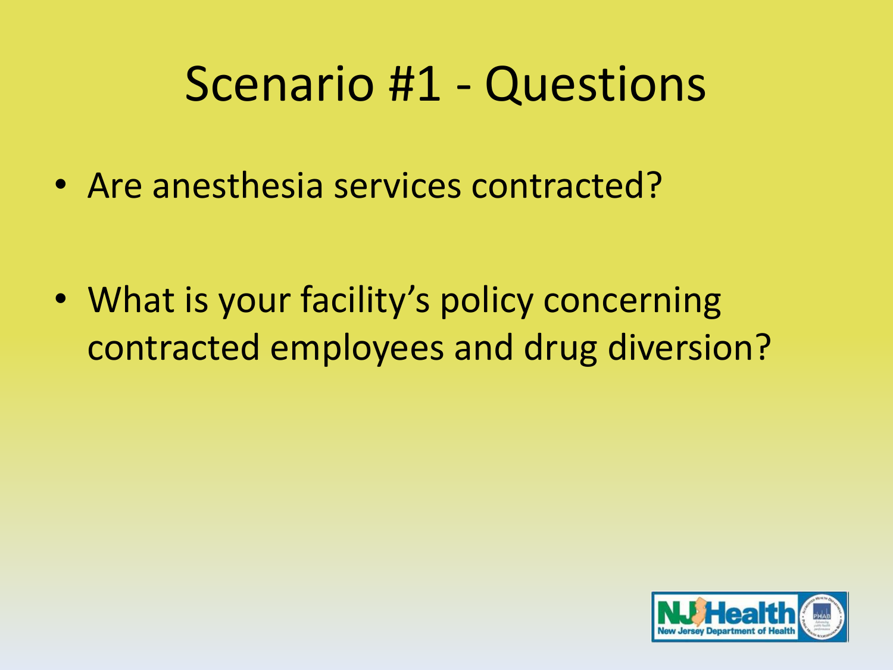# Scenario #1 - Questions

- Are anesthesia services contracted?
- What is your facility's policy concerning contracted employees and drug diversion?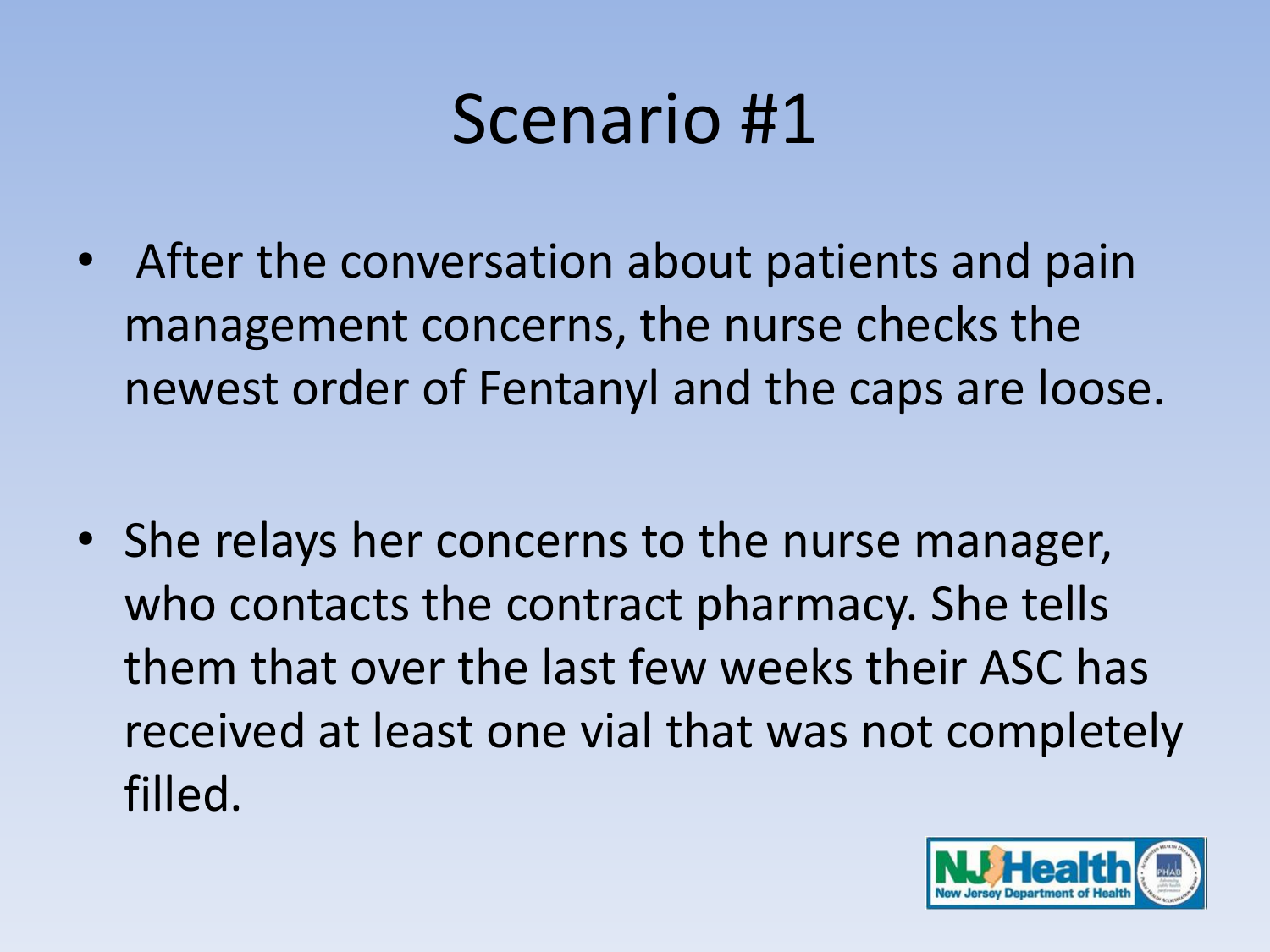# Scenario #1

- After the conversation about patients and pain management concerns, the nurse checks the newest order of Fentanyl and the caps are loose.

- She relays her concerns to the nurse manager, who contacts the contract pharmacy. She tells them that over the last few weeks their ASC has received at least one vial that was not completely filled.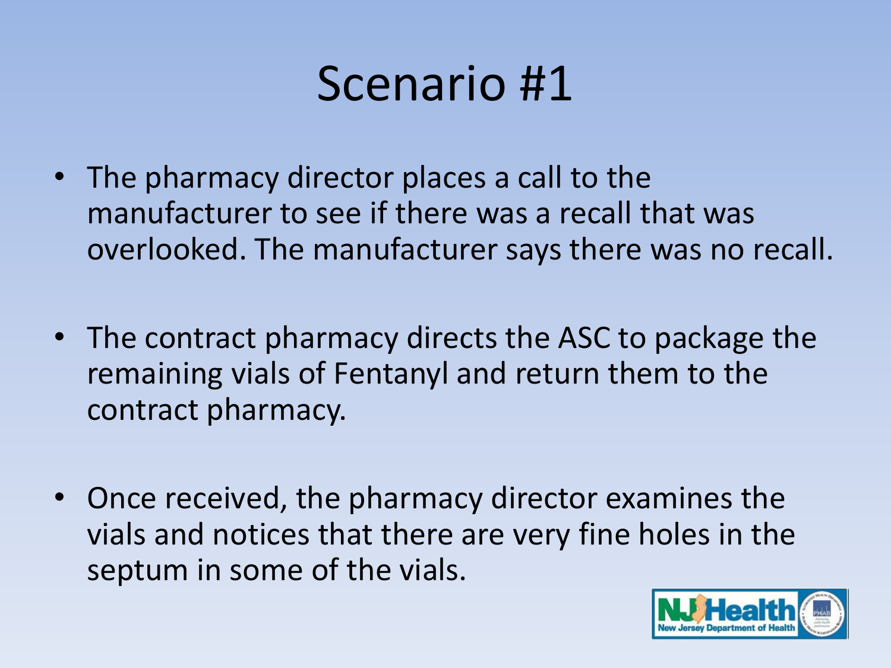# Scenario #1

- The pharmacy director places a call to the manufacturer to see if there was a recall that was overlooked. The manufacturer says there was no recall.
- The contract pharmacy directs the ASC to package the remaining vials of Fentanyl and return them to the contract pharmacy.
- Once received, the pharmacy director examines the vials and notices that there are very fine holes in the septum in some of the vials.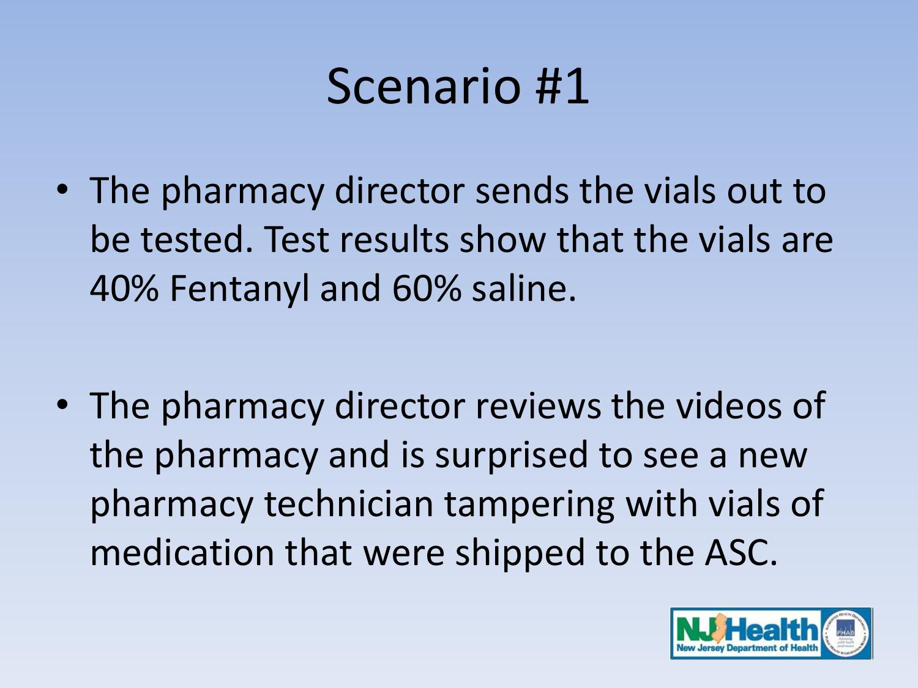# Scenario #1

- The pharmacy director sends the vials out to be tested. Test results show that the vials are 40% Fentanyl and 60% saline.

- The pharmacy director reviews the videos of the pharmacy and is surprised to see a new pharmacy technician tampering with vials of medication that were shipped to the ASC.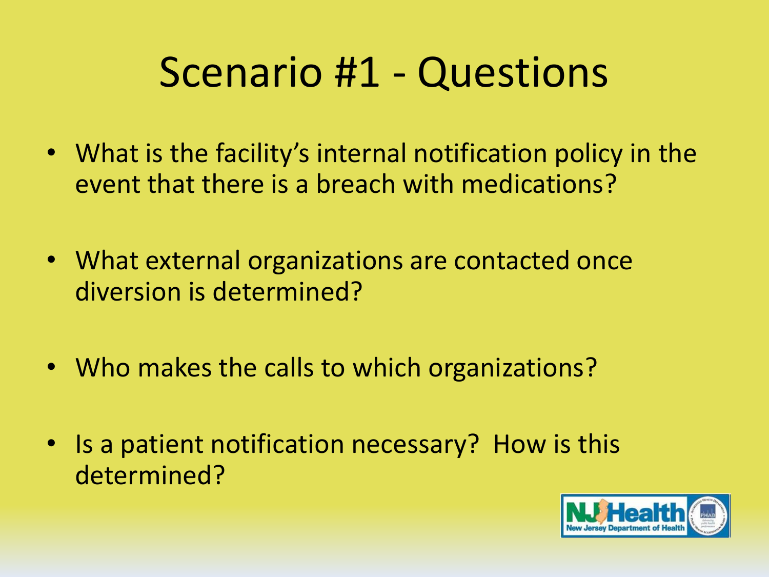# Scenario #1 - Questions

- What is the facility's internal notification policy in the event that there is a breach with medications?
- What external organizations are contacted once diversion is determined?
- Who makes the calls to which organizations?
- Is a patient notification necessary? How is this determined?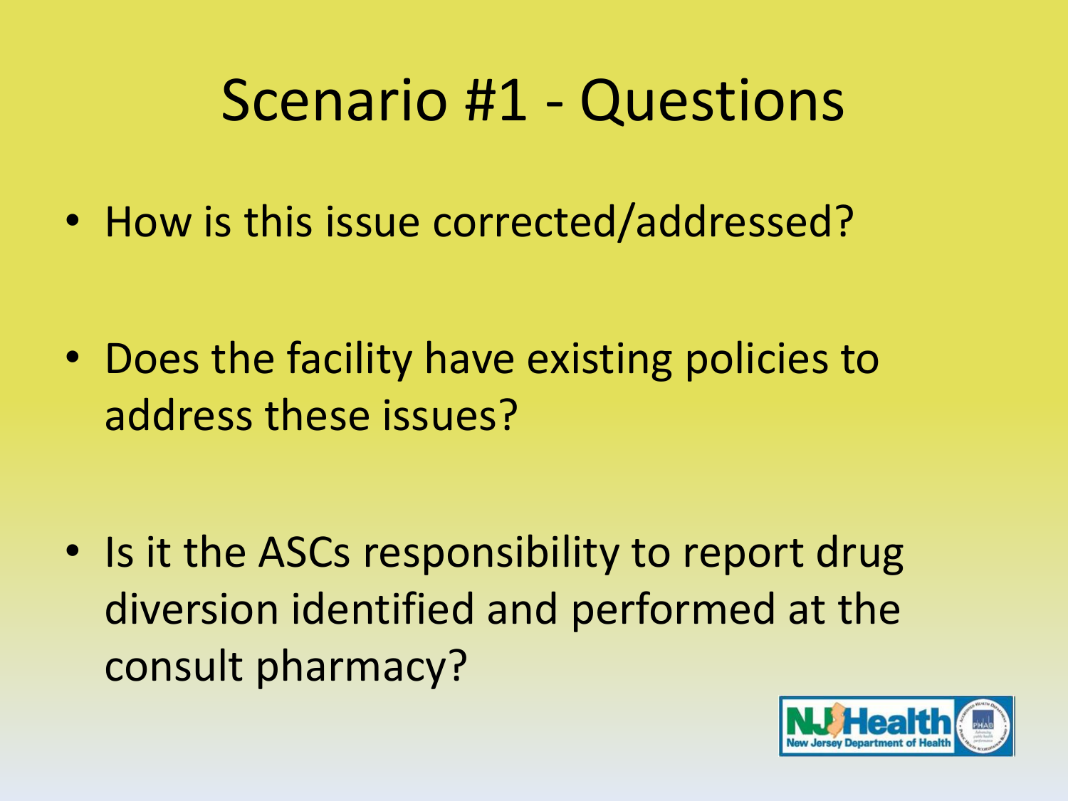# Scenario #1 - Questions

- How is this issue corrected/addressed?
- Does the facility have existing policies to address these issues?
- Is it the ASCs responsibility to report drug diversion identified and performed at the consult pharmacy?